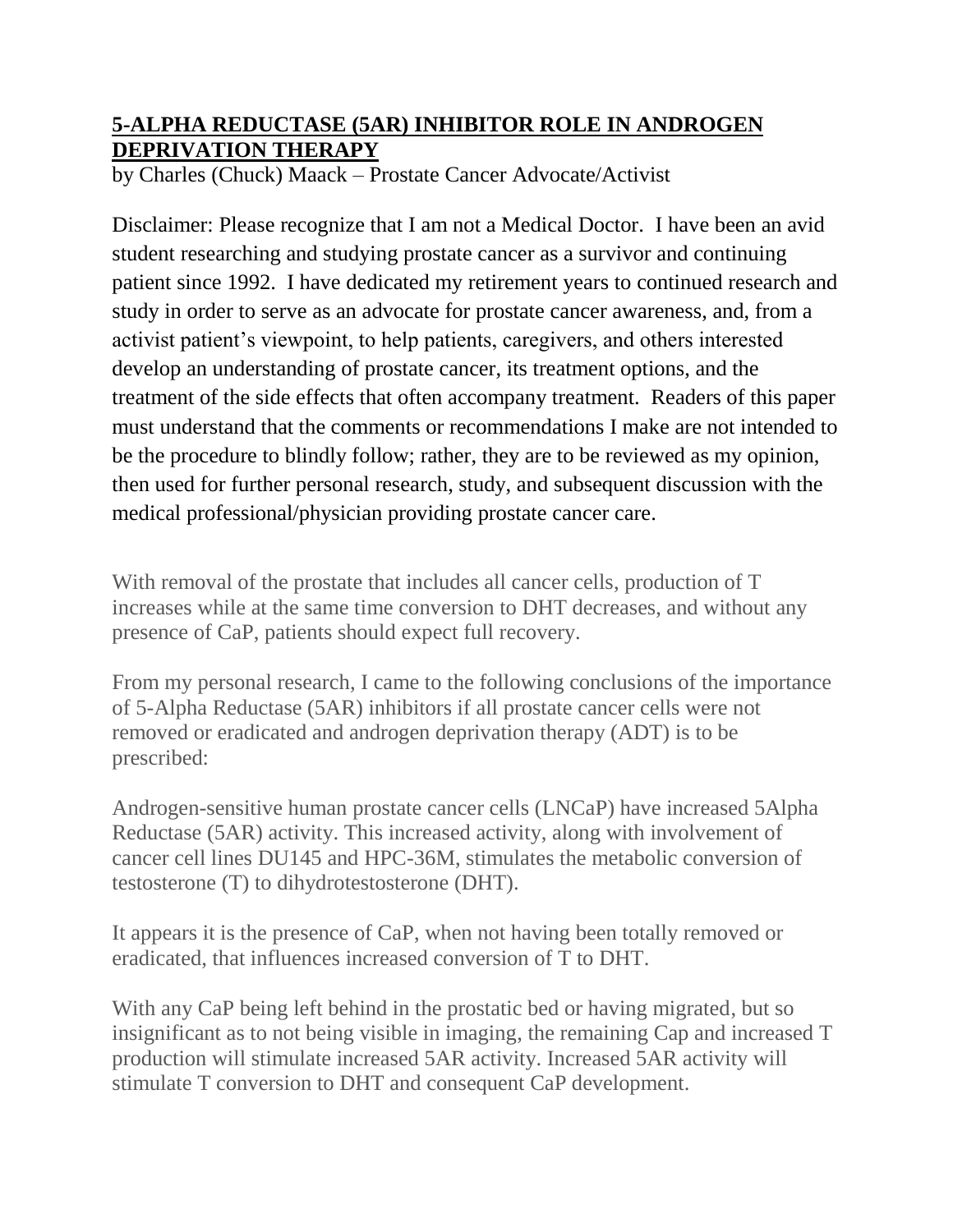# 5-ALPHA REDUCTASE (5AR) INHIBITOR ROLE IN ANDROGEN DEPRIVATION THERAPY

by Charles (Chuck) Maack – Prostate Cancer Advocate/Activist

Disclaimer: Please recognize that I am not a Medical Doctor. I have been an avid student researching and studying prostate cancer as a survivor and continuing patient since 1992. I have dedicated my retirement years to continued research and study in order to serve as an advocate for prostate cancer awareness, and, from a activist patient's viewpoint, to help patients, caregivers, and others interested develop an understanding of prostate cancer, its treatment options, and the treatment of the side effects that often accompany treatment. Readers of this paper must understand that the comments or recommendations I make are not intended to be the procedure to blindly follow; rather, they are to be reviewed as my opinion, then used for further personal research, study, and subsequent discussion with the medical professional/physician providing prostate cancer care.

With removal of the prostate that includes all cancer cells, production of T increases while at the same time conversion to DHT decreases, and without any presence of CaP, patients should expect full recovery.

From my personal research, I came to the following conclusions of the importance of 5-Alpha Reductase (5AR) inhibitors if all prostate cancer cells were not removed or eradicated and androgen deprivation therapy (ADT) is to be prescribed:

Androgen-sensitive human prostate cancer cells (LNCaP) have increased 5Alpha Reductase (5AR) activity. This increased activity, along with involvement of cancer cell lines DU145 and HPC-36M, stimulates the metabolic conversion of testosterone (T) to dihydrotestosterone (DHT).

It appears it is the presence of CaP, when not having been totally removed or eradicated, that influences increased conversion of T to DHT.

With any CaP being left behind in the prostatic bed or having migrated, but so insignificant as to not being visible in imaging, the remaining Cap and increased T production will stimulate increased 5AR activity. Increased 5AR activity will stimulate T conversion to DHT and consequent CaP development.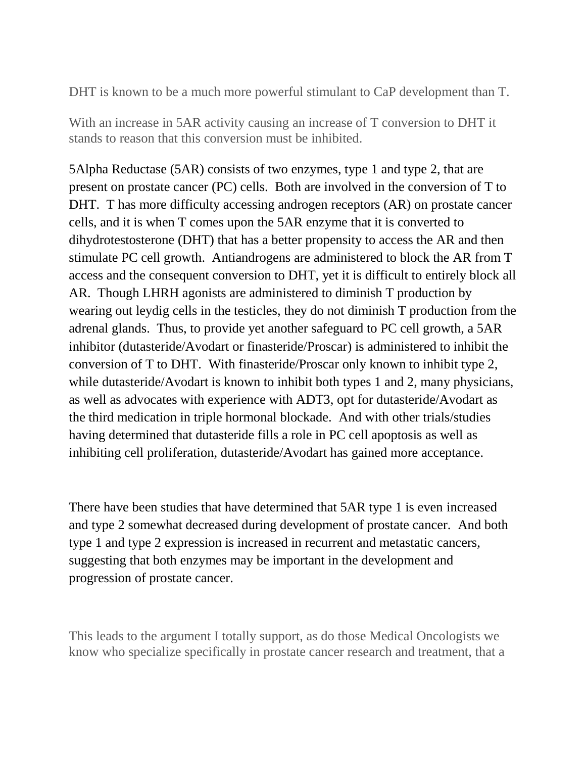DHT is known to be a much more powerful stimulant to CaP development than T.

With an increase in 5AR activity causing an increase of T conversion to DHT it stands to reason that this conversion must be inhibited.

5Alpha Reductase (5AR) consists of two enzymes, type 1 and type 2, that are present on prostate cancer (PC) cells. Both are involved in the conversion of T to DHT. T has more difficulty accessing androgen receptors (AR) on prostate cancer cells, and it is when T comes upon the 5AR enzyme that it is converted to dihydrotestosterone (DHT) that has a better propensity to access the AR and then stimulate PC cell growth. Antiandrogens are administered to block the AR from T access and the consequent conversion to DHT, yet it is difficult to entirely block all AR. Though LHRH agonists are administered to diminish T production by wearing out leydig cells in the testicles, they do not diminish T production from the adrenal glands. Thus, to provide yet another safeguard to PC cell growth, a 5AR inhibitor (dutasteride/Avodart or finasteride/Proscar) is administered to inhibit the conversion of T to DHT. With finasteride/Proscar only known to inhibit type 2, while dutasteride/Avodart is known to inhibit both types 1 and 2, many physicians, as well as advocates with experience with ADT3, opt for dutasteride/Avodart as the third medication in triple hormonal blockade. And with other trials/studies having determined that dutasteride fills a role in PC cell apoptosis as well as inhibiting cell proliferation, dutasteride/Avodart has gained more acceptance.

There have been studies that have determined that 5AR type 1 is even increased and type 2 somewhat decreased during development of prostate cancer. And both type 1 and type 2 expression is increased in recurrent and metastatic cancers, suggesting that both enzymes may be important in the development and progression of prostate cancer.

This leads to the argument I totally support, as do those Medical Oncologists we know who specialize specifically in prostate cancer research and treatment, that a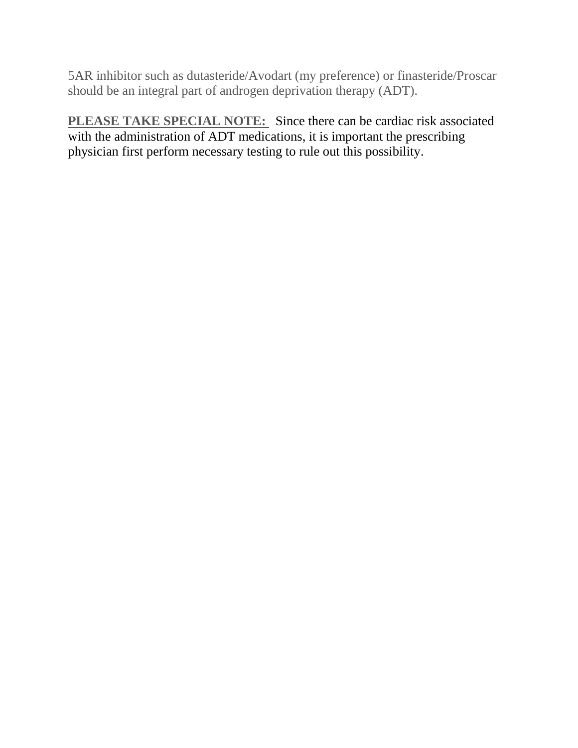5AR inhibitor such as dutasteride/Avodart (my preference) or finasteride/Proscar should be an integral part of androgen deprivation therapy (ADT).

**PLEASE TAKE SPECIAL NOTE:** Since there can be cardiac risk associated with the administration of ADT medications, it is important the prescribing physician first perform necessary testing to rule out this possibility.